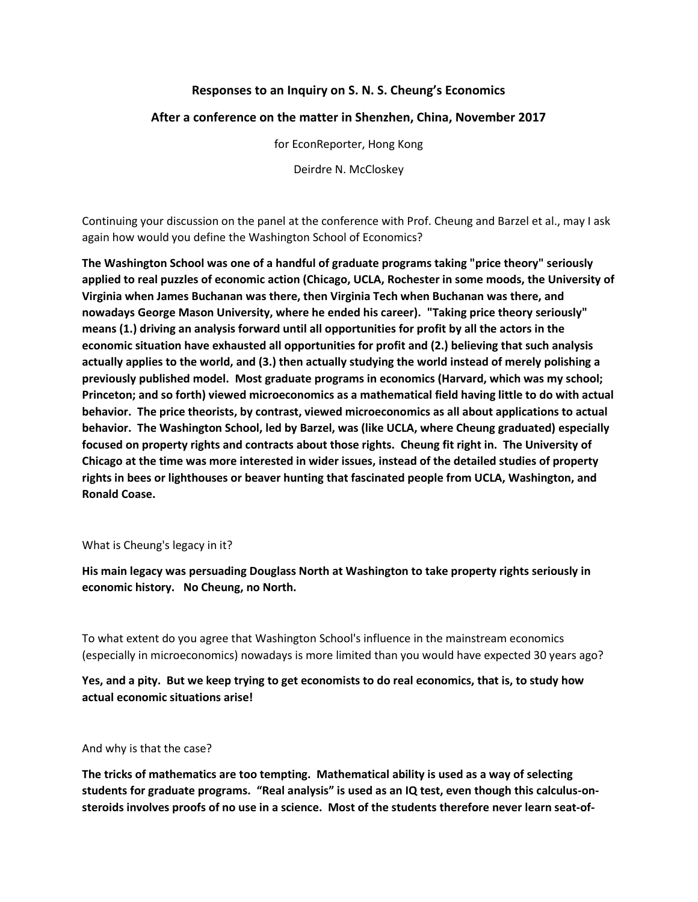**Responses to an Inquiry on S. N. S. Cheung's Economics**

**After a conference on the matter in Shenzhen, China, November 2017**

for EconReporter, Hong Kong

Deirdre N. McCloskey

Continuing your discussion on the panel at the conference with Prof. Cheung and Barzel et al., may I ask again how would you define the Washington School of Economics?

**The Washington School was one of a handful of graduate programs taking "price theory" seriously applied to real puzzles of economic action (Chicago, UCLA, Rochester in some moods, the University of Virginia when James Buchanan was there, then Virginia Tech when Buchanan was there, and nowadays George Mason University, where he ended his career). "Taking price theory seriously" means (1.) driving an analysis forward until all opportunities for profit by all the actors in the economic situation have exhausted all opportunities for profit and (2.) believing that such analysis actually applies to the world, and (3.) then actually studying the world instead of merely polishing a previously published model. Most graduate programs in economics (Harvard, which was my school; Princeton; and so forth) viewed microeconomics as a mathematical field having little to do with actual behavior. The price theorists, by contrast, viewed microeconomics as all about applications to actual behavior. The Washington School, led by Barzel, was (like UCLA, where Cheung graduated) especially focused on property rights and contracts about those rights. Cheung fit right in. The University of Chicago at the time was more interested in wider issues, instead of the detailed studies of property rights in bees or lighthouses or beaver hunting that fascinated people from UCLA, Washington, and Ronald Coase.**

What is Cheung's legacy in it?

**His main legacy was persuading Douglass North at Washington to take property rights seriously in economic history. No Cheung, no North.**

To what extent do you agree that Washington School's influence in the mainstream economics (especially in microeconomics) nowadays is more limited than you would have expected 30 years ago?

**Yes, and a pity. But we keep trying to get economists to do real economics, that is, to study how actual economic situations arise!**

And why is that the case?

**The tricks of mathematics are too tempting. Mathematical ability is used as a way of selecting students for graduate programs. "Real analysis" is used as an IQ test, even though this calculus-on-steroids involves proofs of no use in a science. Most of the students therefore never learn seat-of-**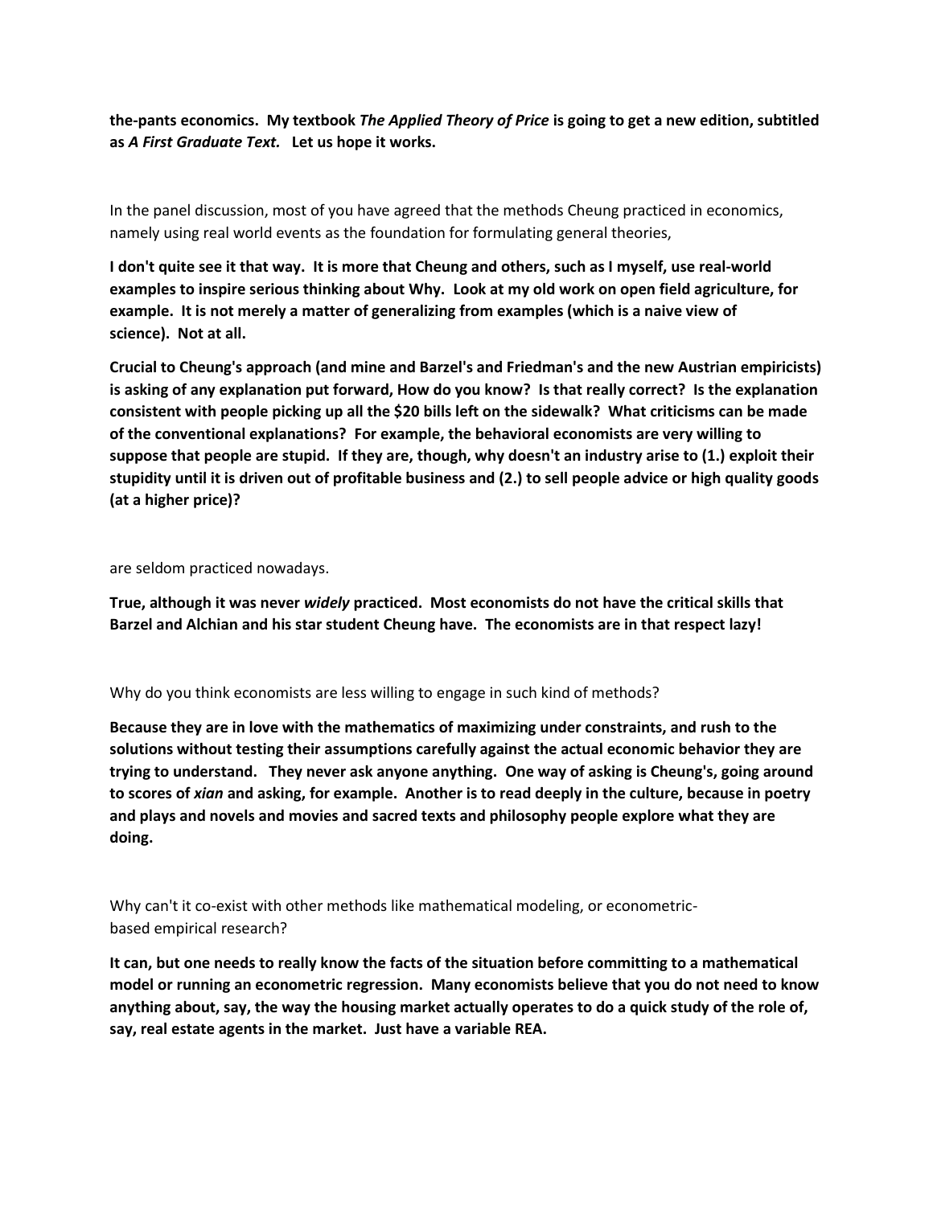**the-pants economics. My textbook *The Applied Theory of Price* is going to get a new edition, subtitled as *A First Graduate Text.* Let us hope it works.**

In the panel discussion, most of you have agreed that the methods Cheung practiced in economics, namely using real world events as the foundation for formulating general theories,

**I don't quite see it that way. It is more that Cheung and others, such as I myself, use real-world examples to inspire serious thinking about Why. Look at my old work on open field agriculture, for example. It is not merely a matter of generalizing from examples (which is a naive view of science). Not at all.**

**Crucial to Cheung's approach (and mine and Barzel's and Friedman's and the new Austrian empiricists) is asking of any explanation put forward, How do you know? Is that really correct? Is the explanation consistent with people picking up all the $20 bills left on the sidewalk? What criticisms can be made of the conventional explanations? For example, the behavioral economists are very willing to suppose that people are stupid. If they are, though, why doesn't an industry arise to (1.) exploit their stupidity until it is driven out of profitable business and (2.) to sell people advice or high quality goods (at a higher price)?**

are seldom practiced nowadays.

**True, although it was never *widely* practiced. Most economists do not have the critical skills that Barzel and Alchian and his star student Cheung have. The economists are in that respect lazy!**

Why do you think economists are less willing to engage in such kind of methods?

**Because they are in love with the mathematics of maximizing under constraints, and rush to the solutions without testing their assumptions carefully against the actual economic behavior they are trying to understand. They never ask anyone anything. One way of asking is Cheung's, going around to scores of *xian* and asking, for example. Another is to read deeply in the culture, because in poetry and plays and novels and movies and sacred texts and philosophy people explore what they are doing.**

Why can't it co-exist with other methods like mathematical modeling, or econometric-based empirical research?

**It can, but one needs to really know the facts of the situation before committing to a mathematical model or running an econometric regression. Many economists believe that you do not need to know anything about, say, the way the housing market actually operates to do a quick study of the role of, say, real estate agents in the market. Just have a variable REA.**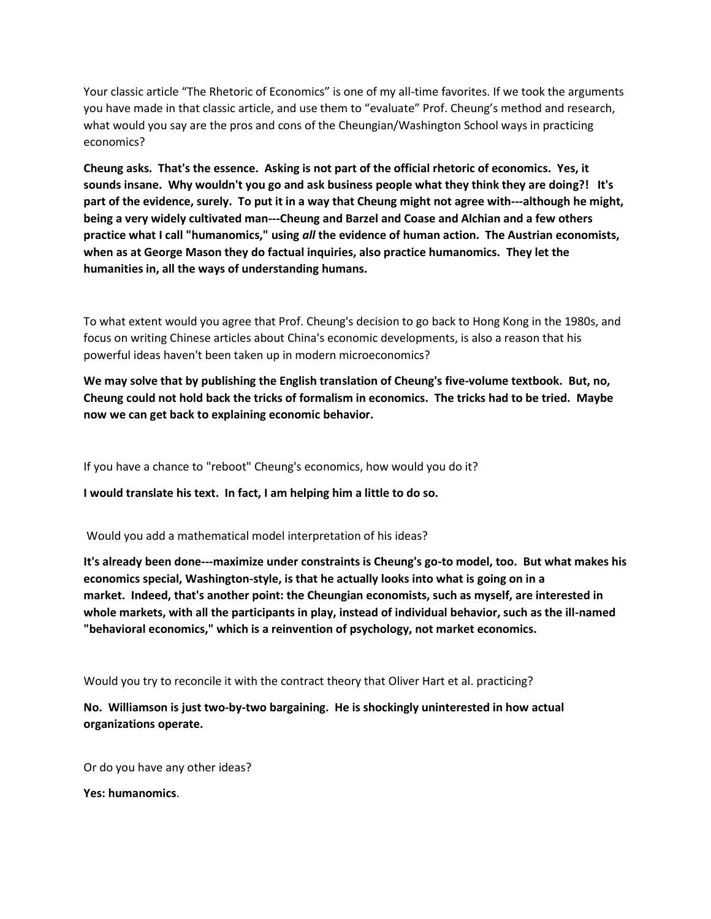Your classic article “The Rhetoric of Economics” is one of my all-time favorites. If we took the arguments you have made in that classic article, and use them to “evaluate” Prof. Cheung’s method and research, what would you say are the pros and cons of the Cheungian/Washington School ways in practicing economics?

**Cheung asks. That's the essence. Asking is not part of the official rhetoric of economics. Yes, it sounds insane. Why wouldn't you go and ask business people what they think they are doing?! It's part of the evidence, surely. To put it in a way that Cheung might not agree with---although he might, being a very widely cultivated man---Cheung and Barzel and Coase and Alchian and a few others practice what I call "humanomics," using *all* the evidence of human action. The Austrian economists, when as at George Mason they do factual inquiries, also practice humanomics. They let the humanities in, all the ways of understanding humans.**

To what extent would you agree that Prof. Cheung's decision to go back to Hong Kong in the 1980s, and focus on writing Chinese articles about China's economic developments, is also a reason that his powerful ideas haven't been taken up in modern microeconomics?

**We may solve that by publishing the English translation of Cheung's five-volume textbook. But, no, Cheung could not hold back the tricks of formalism in economics. The tricks had to be tried. Maybe now we can get back to explaining economic behavior.**

If you have a chance to "reboot" Cheung's economics, how would you do it?

**I would translate his text. In fact, I am helping him a little to do so.**

Would you add a mathematical model interpretation of his ideas?

**It's already been done---maximize under constraints is Cheung's go-to model, too. But what makes his economics special, Washington-style, is that he actually looks into what is going on in a market. Indeed, that's another point: the Cheungian economists, such as myself, are interested in whole markets, with all the participants in play, instead of individual behavior, such as the ill-named "behavioral economics," which is a reinvention of psychology, not market economics.**

Would you try to reconcile it with the contract theory that Oliver Hart et al. practicing?

**No. Williamson is just two-by-two bargaining. He is shockingly uninterested in how actual organizations operate.**

Or do you have any other ideas?

**Yes: humanomics**.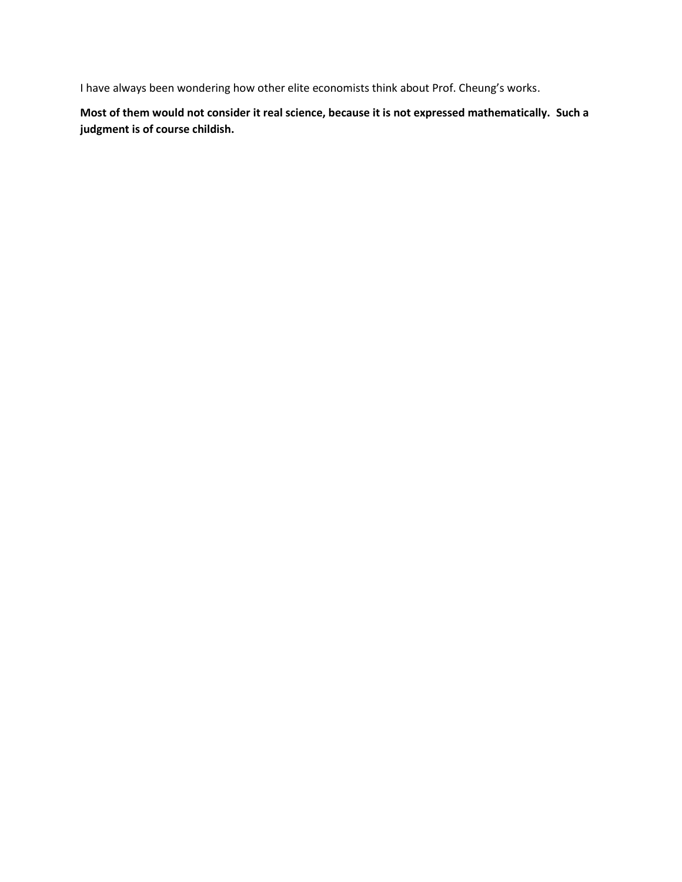I have always been wondering how other elite economists think about Prof. Cheung's works.

**Most of them would not consider it real science, because it is not expressed mathematically. Such a judgment is of course childish.**